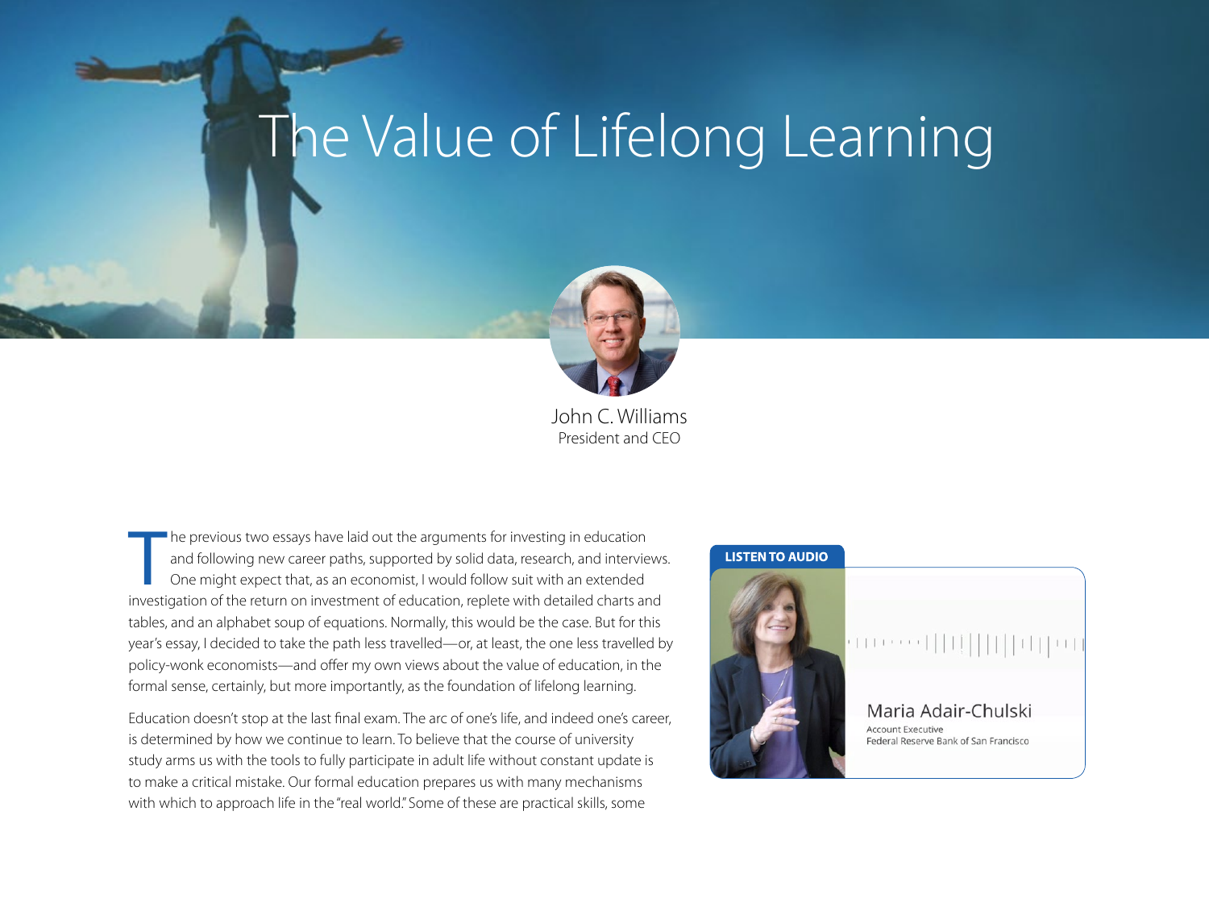# The Value of Lifelong Learning

John C. Williams
President and CEO

The previous two essays have laid out the arguments for investing in education and following new career paths, supported by solid data, research, and interviews. One might expect that, as an economist, I would follow suit with an extended investigation of the return on investment of education, replete with detailed charts and tables, and an alphabet soup of equations. Normally, this would be the case. But for this year's essay, I decided to take the path less travelled—or, at least, the one less travelled by policy-wonk economists—and offer my own views about the value of education, in the formal sense, certainly, but more importantly, as the foundation of lifelong learning.

**LISTEN TO AUDIO**

Maria Adair-Chulski
Account Executive
Federal Reserve Bank of San Francisco

Education doesn't stop at the last final exam. The arc of one's life, and indeed one's career, is determined by how we continue to learn. To believe that the course of university study arms us with the tools to fully participate in adult life without constant update is to make a critical mistake. Our formal education prepares us with many mechanisms with which to approach life in the "real world." Some of these are practical skills, some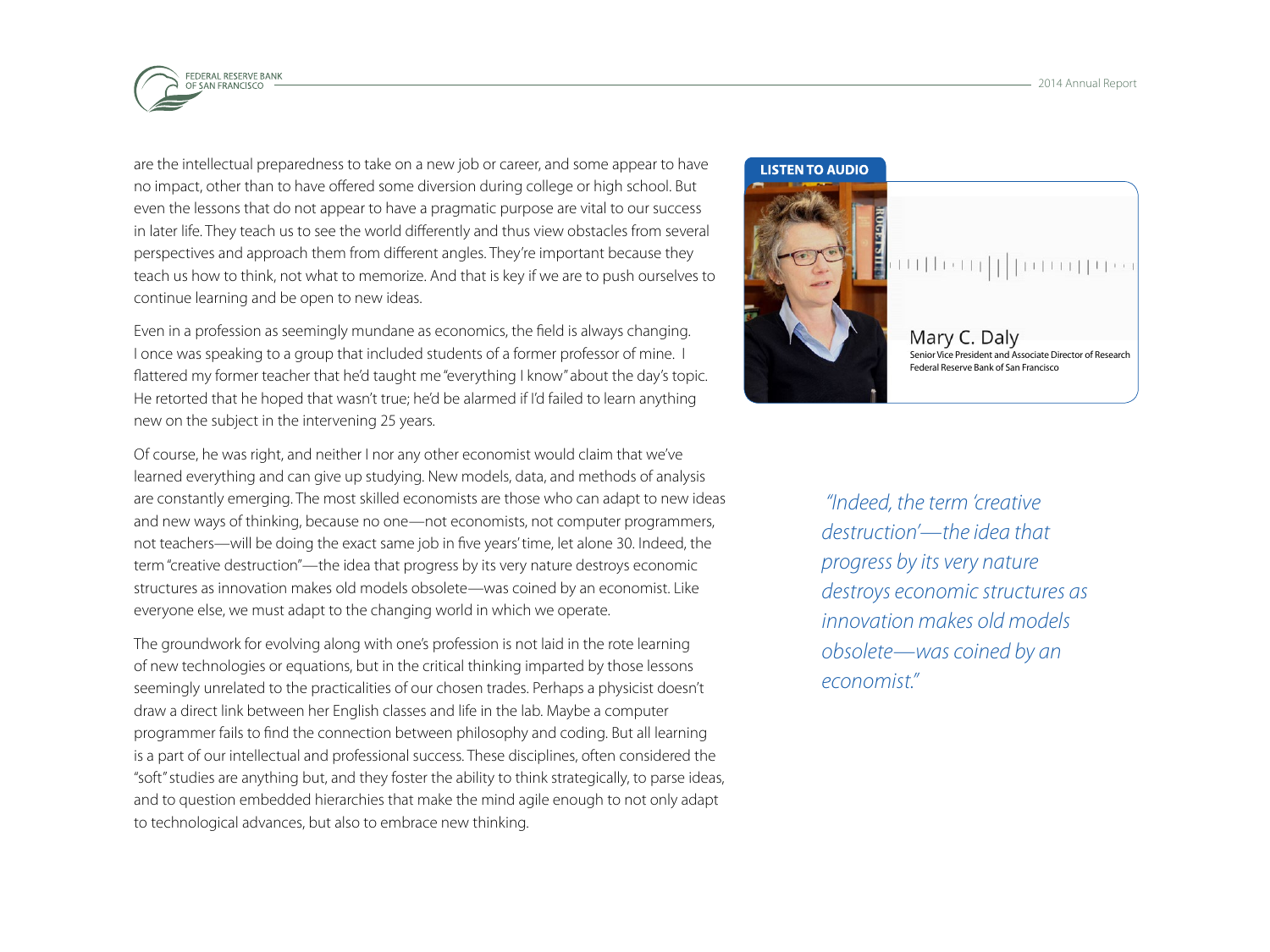are the intellectual preparedness to take on a new job or career, and some appear to have no impact, other than to have offered some diversion during college or high school. But even the lessons that do not appear to have a pragmatic purpose are vital to our success in later life. They teach us to see the world differently and thus view obstacles from several perspectives and approach them from different angles. They're important because they teach us how to think, not what to memorize. And that is key if we are to push ourselves to continue learning and be open to new ideas.

Even in a profession as seemingly mundane as economics, the field is always changing. I once was speaking to a group that included students of a former professor of mine. I flattered my former teacher that he'd taught me "everything I know" about the day's topic. He retorted that he hoped that wasn't true; he'd be alarmed if I'd failed to learn anything new on the subject in the intervening 25 years.

Of course, he was right, and neither I nor any other economist would claim that we've learned everything and can give up studying. New models, data, and methods of analysis are constantly emerging. The most skilled economists are those who can adapt to new ideas and new ways of thinking, because no one—not economists, not computer programmers, not teachers—will be doing the exact same job in five years' time, let alone 30. Indeed, the term "creative destruction"—the idea that progress by its very nature destroys economic structures as innovation makes old models obsolete—was coined by an economist. Like everyone else, we must adapt to the changing world in which we operate.

The groundwork for evolving along with one's profession is not laid in the rote learning of new technologies or equations, but in the critical thinking imparted by those lessons seemingly unrelated to the practicalities of our chosen trades. Perhaps a physicist doesn't draw a direct link between her English classes and life in the lab. Maybe a computer programmer fails to find the connection between philosophy and coding. But all learning is a part of our intellectual and professional success. These disciplines, often considered the "soft" studies are anything but, and they foster the ability to think strategically, to parse ideas, and to question embedded hierarchies that make the mind agile enough to not only adapt to technological advances, but also to embrace new thinking.

**LISTEN TO AUDIO**

Mary C. Daly
Senior Vice President and Associate Director of Research
Federal Reserve Bank of San Francisco

*"Indeed, the term 'creative destruction'—the idea that progress by its very nature destroys economic structures as innovation makes old models obsolete—was coined by an economist."*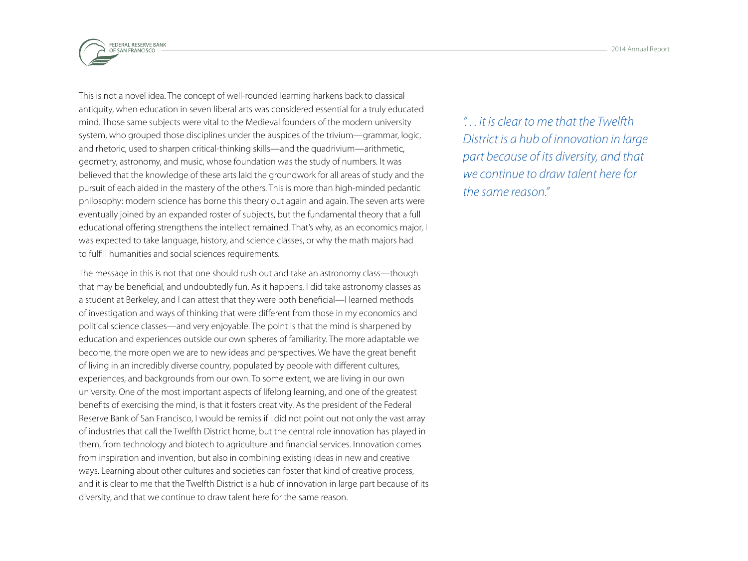This is not a novel idea. The concept of well-rounded learning harkens back to classical antiquity, when education in seven liberal arts was considered essential for a truly educated mind. Those same subjects were vital to the Medieval founders of the modern university system, who grouped those disciplines under the auspices of the trivium—grammar, logic, and rhetoric, used to sharpen critical-thinking skills—and the quadrivium—arithmetic, geometry, astronomy, and music, whose foundation was the study of numbers. It was believed that the knowledge of these arts laid the groundwork for all areas of study and the pursuit of each aided in the mastery of the others. This is more than high-minded pedantic philosophy: modern science has borne this theory out again and again. The seven arts were eventually joined by an expanded roster of subjects, but the fundamental theory that a full educational offering strengthens the intellect remained. That's why, as an economics major, I was expected to take language, history, and science classes, or why the math majors had to fulfill humanities and social sciences requirements.

The message in this is not that one should rush out and take an astronomy class—though that may be beneficial, and undoubtedly fun. As it happens, I did take astronomy classes as a student at Berkeley, and I can attest that they were both beneficial—I learned methods of investigation and ways of thinking that were different from those in my economics and political science classes—and very enjoyable. The point is that the mind is sharpened by education and experiences outside our own spheres of familiarity. The more adaptable we become, the more open we are to new ideas and perspectives. We have the great benefit of living in an incredibly diverse country, populated by people with different cultures, experiences, and backgrounds from our own. To some extent, we are living in our own university. One of the most important aspects of lifelong learning, and one of the greatest benefits of exercising the mind, is that it fosters creativity. As the president of the Federal Reserve Bank of San Francisco, I would be remiss if I did not point out not only the vast array of industries that call the Twelfth District home, but the central role innovation has played in them, from technology and biotech to agriculture and financial services. Innovation comes from inspiration and invention, but also in combining existing ideas in new and creative ways. Learning about other cultures and societies can foster that kind of creative process, and it is clear to me that the Twelfth District is a hub of innovation in large part because of its diversity, and that we continue to draw talent here for the same reason.

*". . . it is clear to me that the Twelfth District is a hub of innovation in large part because of its diversity, and that we continue to draw talent here for the same reason."*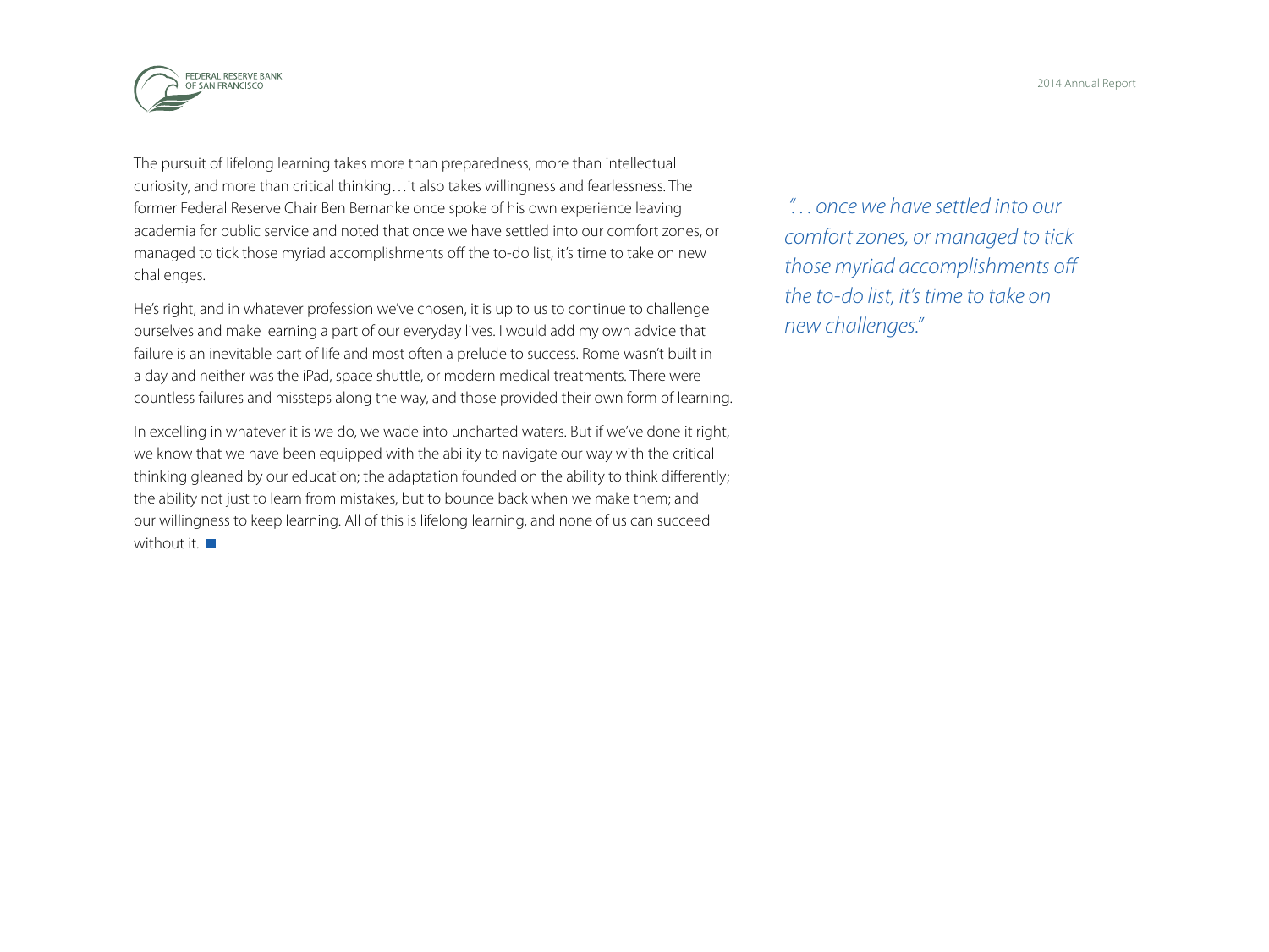The pursuit of lifelong learning takes more than preparedness, more than intellectual curiosity, and more than critical thinking…it also takes willingness and fearlessness. The former Federal Reserve Chair Ben Bernanke once spoke of his own experience leaving academia for public service and noted that once we have settled into our comfort zones, or managed to tick those myriad accomplishments off the to-do list, it's time to take on new challenges.

He's right, and in whatever profession we've chosen, it is up to us to continue to challenge ourselves and make learning a part of our everyday lives. I would add my own advice that failure is an inevitable part of life and most often a prelude to success. Rome wasn't built in a day and neither was the iPad, space shuttle, or modern medical treatments. There were countless failures and missteps along the way, and those provided their own form of learning.

In excelling in whatever it is we do, we wade into uncharted waters. But if we've done it right, we know that we have been equipped with the ability to navigate our way with the critical thinking gleaned by our education; the adaptation founded on the ability to think differently; the ability not just to learn from mistakes, but to bounce back when we make them; and our willingness to keep learning. All of this is lifelong learning, and none of us can succeed without it. ■

*". . . once we have settled into our comfort zones, or managed to tick those myriad accomplishments off the to-do list, it's time to take on new challenges."*